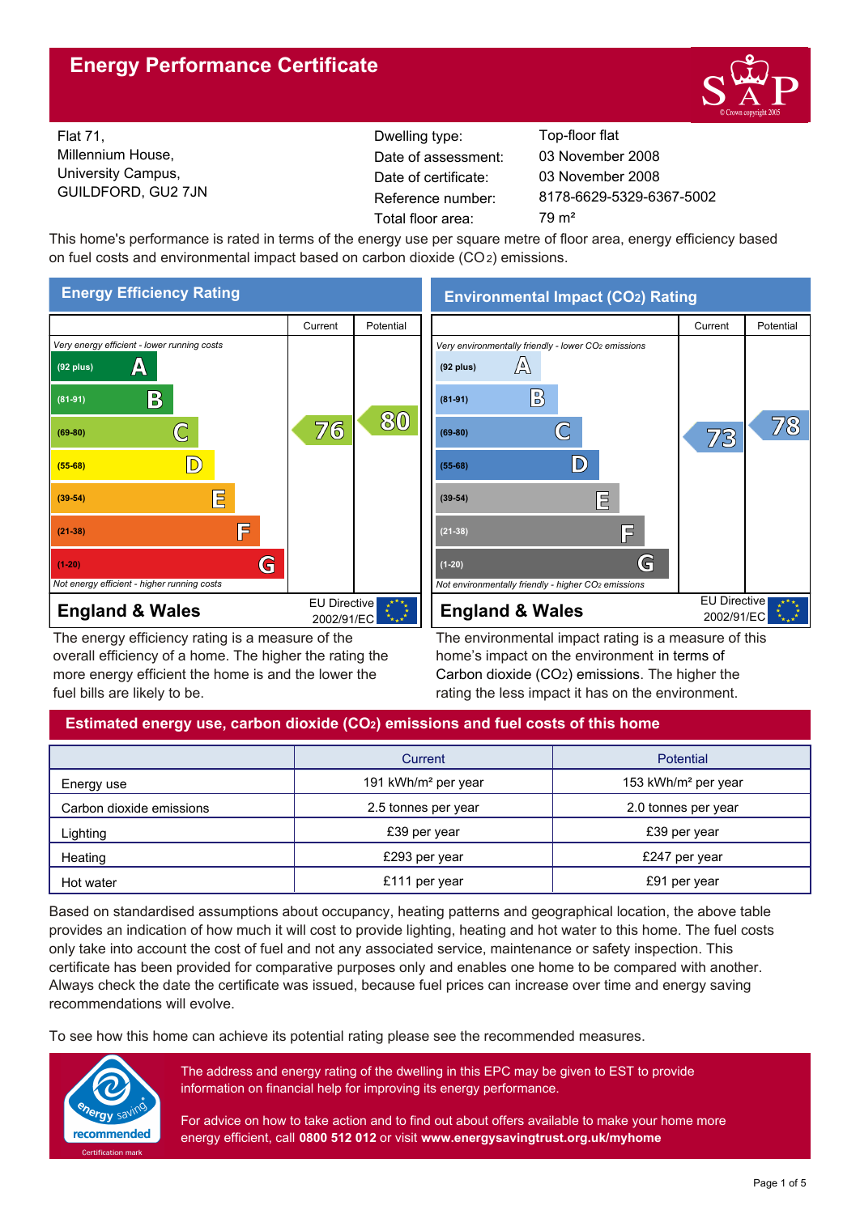# Energy Performance Certificate

Flat 71,
Millennium House,
University Campus,
GUILDFORD, GU2 7JN

| | |
|---|---|
| Dwelling type: | Top-floor flat |
| Date of assessment: | 03 November 2008 |
| Date of certificate: | 03 November 2008 |
| Reference number: | 8178-6629-5329-6367-5002 |
| Total floor area: | 79 m² |

This home's performance is rated in terms of the energy use per square metre of floor area, energy efficiency based on fuel costs and environmental impact based on carbon dioxide ($CO_2$) emissions.

## Energy Efficiency Rating

| | Current | Potential |
|---|---|---|
| *Very energy efficient - lower running costs* | | |
| (92 plus) A | | |
| (81-91) B | | |
| (69-80) C | 76 | 80 |
| (55-68) D | | |
| (39-54) E | | |
| (21-38) F | | |
| (1-20) G | | |
| *Not energy efficient - higher running costs* | | |

**England & Wales** — EU Directive 2002/91/EC

The energy efficiency rating is a measure of the overall efficiency of a home. The higher the rating the more energy efficient the home is and the lower the fuel bills are likely to be.

## Environmental Impact ($CO_2$) Rating

| | Current | Potential |
|---|---|---|
| *Very environmentally friendly - lower $CO_2$ emissions* | | |
| (92 plus) A | | |
| (81-91) B | | |
| (69-80) C | 73 | 78 |
| (55-68) D | | |
| (39-54) E | | |
| (21-38) F | | |
| (1-20) G | | |
| *Not environmentally friendly - higher $CO_2$ emissions* | | |

**England & Wales** — EU Directive 2002/91/EC

The environmental impact rating is a measure of this home's impact on the environment in terms of Carbon dioxide ($CO_2$) emissions. The higher the rating the less impact it has on the environment.

## Estimated energy use, carbon dioxide ($CO_2$) emissions and fuel costs of this home

| | Current | Potential |
|---|---|---|
| Energy use | 191 kWh/m² per year | 153 kWh/m² per year |
| Carbon dioxide emissions | 2.5 tonnes per year | 2.0 tonnes per year |
| Lighting | £39 per year | £39 per year |
| Heating | £293 per year | £247 per year |
| Hot water | £111 per year | £91 per year |

Based on standardised assumptions about occupancy, heating patterns and geographical location, the above table provides an indication of how much it will cost to provide lighting, heating and hot water to this home. The fuel costs only take into account the cost of fuel and not any associated service, maintenance or safety inspection. This certificate has been provided for comparative purposes only and enables one home to be compared with another. Always check the date the certificate was issued, because fuel prices can increase over time and energy saving recommendations will evolve.

To see how this home can achieve its potential rating please see the recommended measures.

energy saving recommended — Certification mark

The address and energy rating of the dwelling in this EPC may be given to EST to provide information on financial help for improving its energy performance.

For advice on how to take action and to find out about offers available to make your home more energy efficient, call **0800 512 012** or visit **www.energysavingtrust.org.uk/myhome**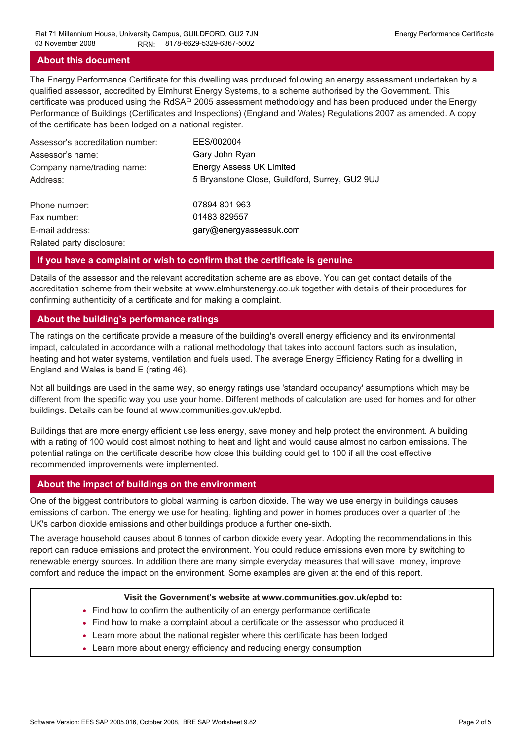## About this document

The Energy Performance Certificate for this dwelling was produced following an energy assessment undertaken by a qualified assessor, accredited by Elmhurst Energy Systems, to a scheme authorised by the Government. This certificate was produced using the RdSAP 2005 assessment methodology and has been produced under the Energy Performance of Buildings (Certificates and Inspections) (England and Wales) Regulations 2007 as amended. A copy of the certificate has been lodged on a national register.

| | |
|---|---|
| Assessor's accreditation number: | EES/002004 |
| Assessor's name: | Gary John Ryan |
| Company name/trading name: | Energy Assess UK Limited |
| Address: | 5 Bryanstone Close, Guildford, Surrey, GU2 9UJ |
| Phone number: | 07894 801 963 |
| Fax number: | 01483 829557 |
| E-mail address: | gary@energyassessuk.com |
| Related party disclosure: | |

## If you have a complaint or wish to confirm that the certificate is genuine

Details of the assessor and the relevant accreditation scheme are as above. You can get contact details of the accreditation scheme from their website at www.elmhurstenergy.co.uk together with details of their procedures for confirming authenticity of a certificate and for making a complaint.

## About the building's performance ratings

The ratings on the certificate provide a measure of the building's overall energy efficiency and its environmental impact, calculated in accordance with a national methodology that takes into account factors such as insulation, heating and hot water systems, ventilation and fuels used. The average Energy Efficiency Rating for a dwelling in England and Wales is band E (rating 46).

Not all buildings are used in the same way, so energy ratings use 'standard occupancy' assumptions which may be different from the specific way you use your home. Different methods of calculation are used for homes and for other buildings. Details can be found at www.communities.gov.uk/epbd.

Buildings that are more energy efficient use less energy, save money and help protect the environment. A building with a rating of 100 would cost almost nothing to heat and light and would cause almost no carbon emissions. The potential ratings on the certificate describe how close this building could get to 100 if all the cost effective recommended improvements were implemented.

## About the impact of buildings on the environment

One of the biggest contributors to global warming is carbon dioxide. The way we use energy in buildings causes emissions of carbon. The energy we use for heating, lighting and power in homes produces over a quarter of the UK's carbon dioxide emissions and other buildings produce a further one-sixth.

The average household causes about 6 tonnes of carbon dioxide every year. Adopting the recommendations in this report can reduce emissions and protect the environment. You could reduce emissions even more by switching to renewable energy sources. In addition there are many simple everyday measures that will save money, improve comfort and reduce the impact on the environment. Some examples are given at the end of this report.

**Visit the Government's website at www.communities.gov.uk/epbd to:**

- Find how to confirm the authenticity of an energy performance certificate
- Find how to make a complaint about a certificate or the assessor who produced it
- Learn more about the national register where this certificate has been lodged
- Learn more about energy efficiency and reducing energy consumption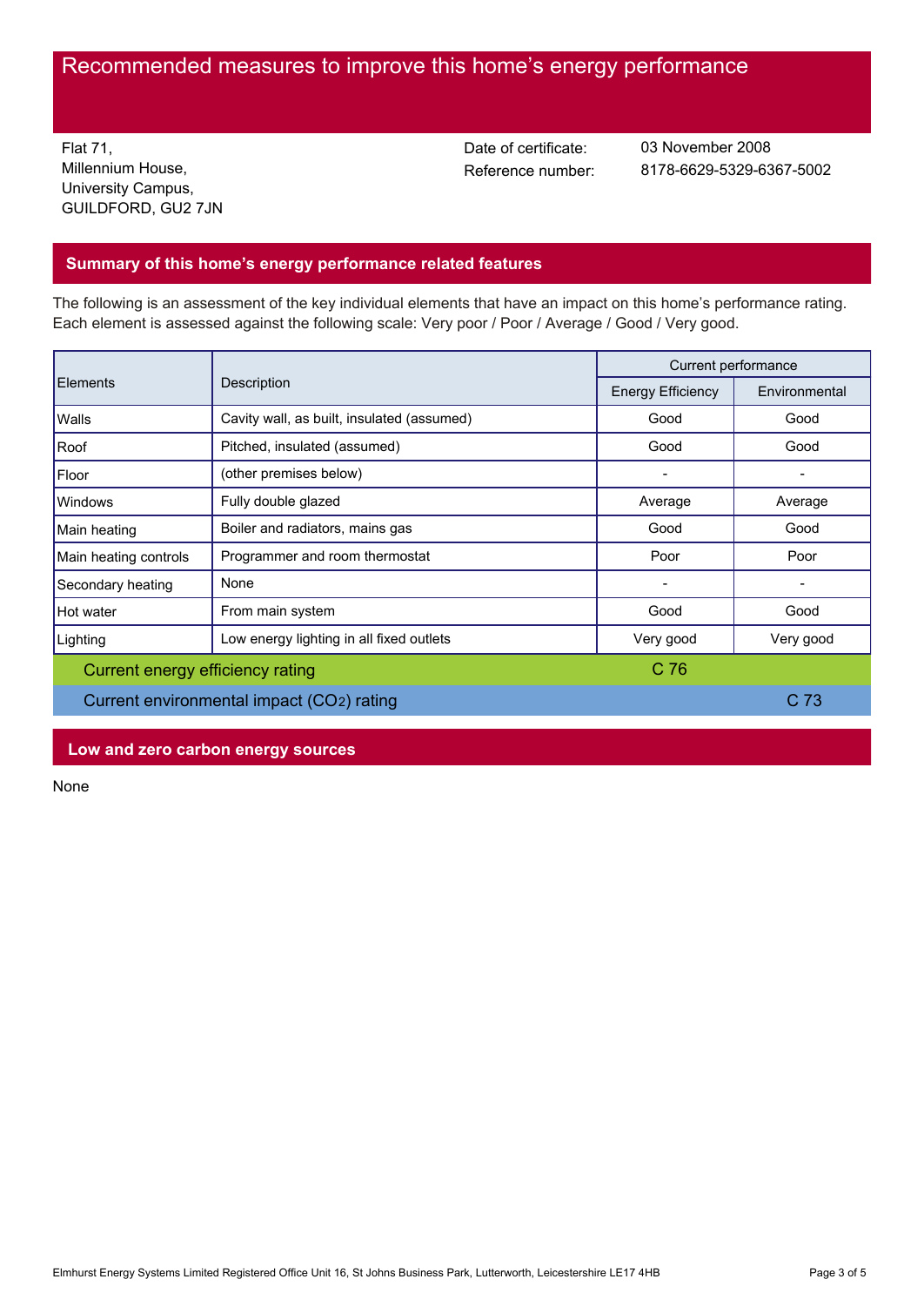# Recommended measures to improve this home's energy performance

Flat 71,
Millennium House,
University Campus,
GUILDFORD, GU2 7JN

Date of certificate: 03 November 2008
Reference number: 8178-6629-5329-6367-5002

## Summary of this home's energy performance related features

The following is an assessment of the key individual elements that have an impact on this home's performance rating. Each element is assessed against the following scale: Very poor / Poor / Average / Good / Very good.

| Elements | Description | Current performance | |
|---|---|---|---|
| | | Energy Efficiency | Environmental |
| Walls | Cavity wall, as built, insulated (assumed) | Good | Good |
| Roof | Pitched, insulated (assumed) | Good | Good |
| Floor | (other premises below) | - | - |
| Windows | Fully double glazed | Average | Average |
| Main heating | Boiler and radiators, mains gas | Good | Good |
| Main heating controls | Programmer and room thermostat | Poor | Poor |
| Secondary heating | None | - | - |
| Hot water | From main system | Good | Good |
| Lighting | Low energy lighting in all fixed outlets | Very good | Very good |
| Current energy efficiency rating | | C 76 | |
| Current environmental impact ($CO_2$) rating | | | C 73 |

## Low and zero carbon energy sources

None

Elmhurst Energy Systems Limited Registered Office Unit 16, St Johns Business Park, Lutterworth, Leicestershire LE17 4HB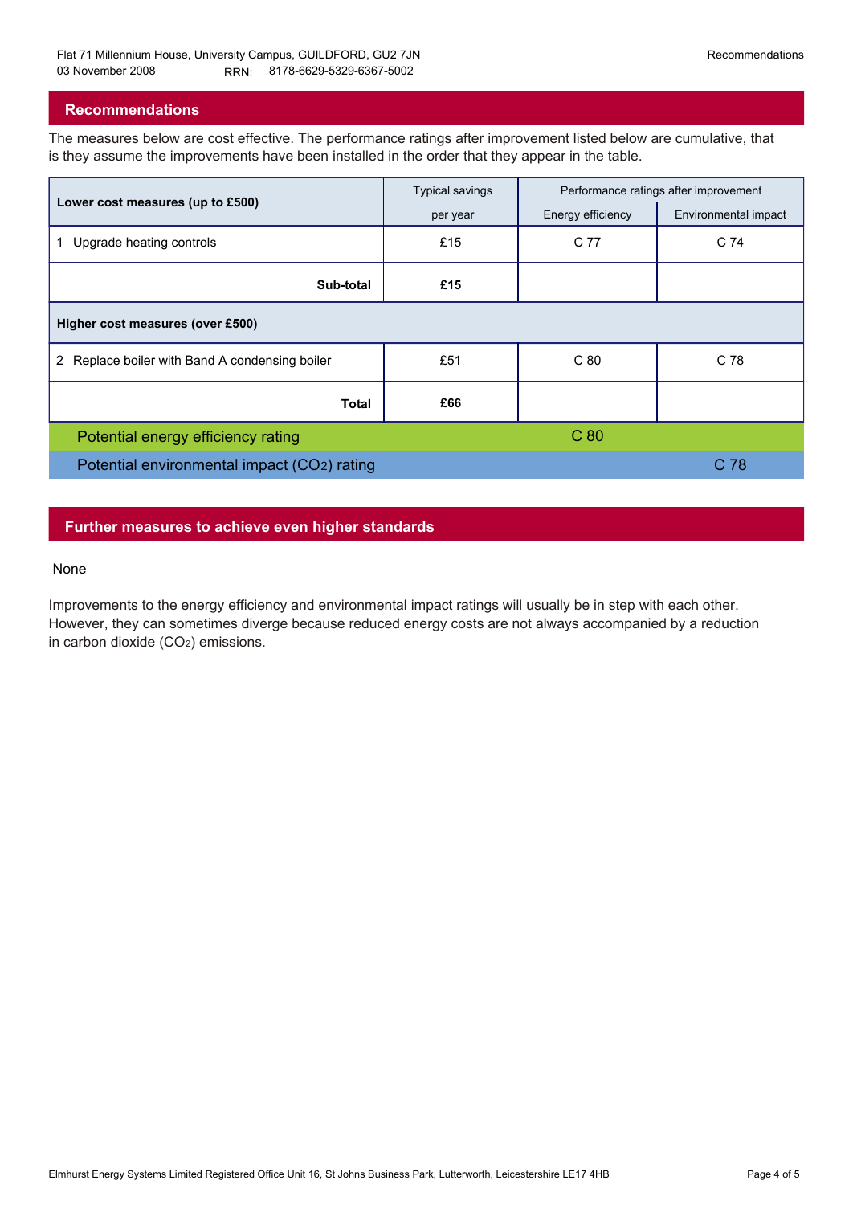## Recommendations

The measures below are cost effective. The performance ratings after improvement listed below are cumulative, that is they assume the improvements have been installed in the order that they appear in the table.

| Lower cost measures (up to £500) | Typical savings per year | Performance ratings after improvement | |
|---|---|---|---|
| | | Energy efficiency | Environmental impact |
| 1 Upgrade heating controls | £15 | C 77 | C 74 |
| **Sub-total** | **£15** | | |
| **Higher cost measures (over £500)** | | | |
| 2 Replace boiler with Band A condensing boiler | £51 | C 80 | C 78 |
| **Total** | **£66** | | |
| Potential energy efficiency rating | | C 80 | |
| Potential environmental impact ($CO_2$) rating | | | C 78 |

## Further measures to achieve even higher standards

None

Improvements to the energy efficiency and environmental impact ratings will usually be in step with each other. However, they can sometimes diverge because reduced energy costs are not always accompanied by a reduction in carbon dioxide ($CO_2$) emissions.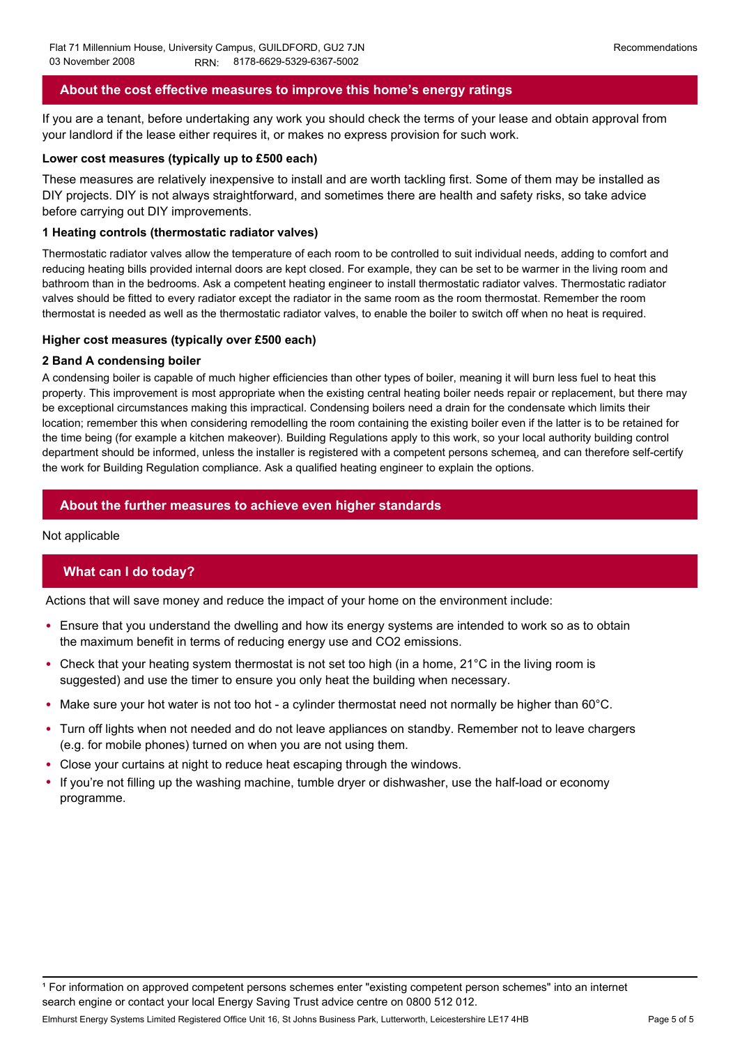## About the cost effective measures to improve this home's energy ratings

If you are a tenant, before undertaking any work you should check the terms of your lease and obtain approval from your landlord if the lease either requires it, or makes no express provision for such work.

**Lower cost measures (typically up to £500 each)**

These measures are relatively inexpensive to install and are worth tackling first. Some of them may be installed as DIY projects. DIY is not always straightforward, and sometimes there are health and safety risks, so take advice before carrying out DIY improvements.

**1 Heating controls (thermostatic radiator valves)**

Thermostatic radiator valves allow the temperature of each room to be controlled to suit individual needs, adding to comfort and reducing heating bills provided internal doors are kept closed. For example, they can be set to be warmer in the living room and bathroom than in the bedrooms. Ask a competent heating engineer to install thermostatic radiator valves. Thermostatic radiator valves should be fitted to every radiator except the radiator in the same room as the room thermostat. Remember the room thermostat is needed as well as the thermostatic radiator valves, to enable the boiler to switch off when no heat is required.

**Higher cost measures (typically over £500 each)**

**2 Band A condensing boiler**

A condensing boiler is capable of much higher efficiencies than other types of boiler, meaning it will burn less fuel to heat this property. This improvement is most appropriate when the existing central heating boiler needs repair or replacement, but there may be exceptional circumstances making this impractical. Condensing boilers need a drain for the condensate which limits their location; remember this when considering remodelling the room containing the existing boiler even if the latter is to be retained for the time being (for example a kitchen makeover). Building Regulations apply to this work, so your local authority building control department should be informed, unless the installer is registered with a competent persons scheme[1], and can therefore self-certify the work for Building Regulation compliance. Ask a qualified heating engineer to explain the options.

## About the further measures to achieve even higher standards

Not applicable

## What can I do today?

Actions that will save money and reduce the impact of your home on the environment include:

- Ensure that you understand the dwelling and how its energy systems are intended to work so as to obtain the maximum benefit in terms of reducing energy use and $CO_2$ emissions.
- Check that your heating system thermostat is not set too high (in a home, 21°C in the living room is suggested) and use the timer to ensure you only heat the building when necessary.
- Make sure your hot water is not too hot - a cylinder thermostat need not normally be higher than 60°C.
- Turn off lights when not needed and do not leave appliances on standby. Remember not to leave chargers (e.g. for mobile phones) turned on when you are not using them.
- Close your curtains at night to reduce heat escaping through the windows.
- If you're not filling up the washing machine, tumble dryer or dishwasher, use the half-load or economy programme.

[1] For information on approved competent persons schemes enter "existing competent person schemes" into an internet search engine or contact your local Energy Saving Trust advice centre on 0800 512 012.